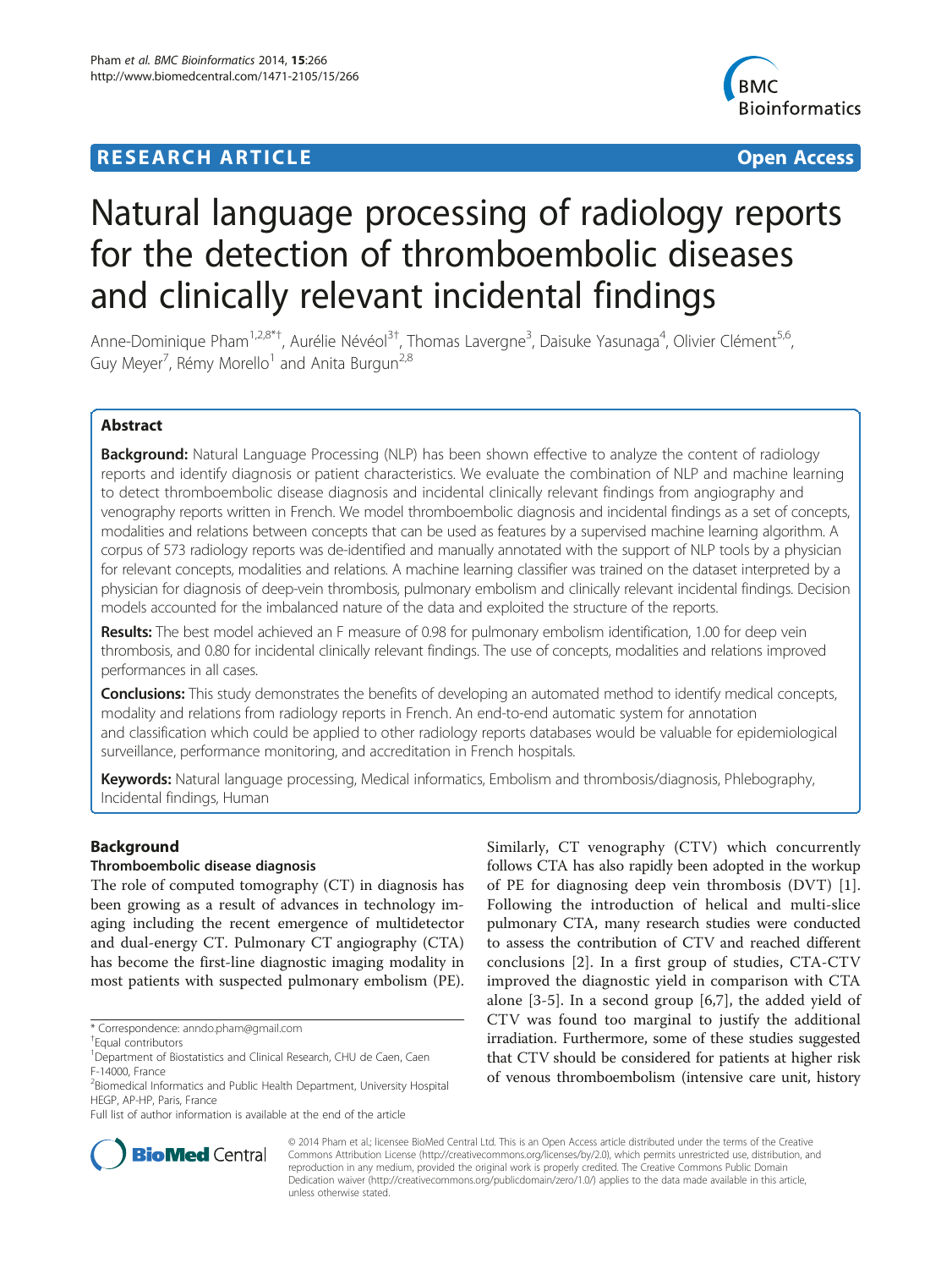**RESEARCH ARTICLE** **Open Access**

# Natural language processing of radiology reports for the detection of thromboembolic diseases and clinically relevant incidental findings

Anne-Dominique Pham[1,2,8*†], Aurélie Névéol[3†], Thomas Lavergne[3], Daisuke Yasunaga[4], Olivier Clément[5,6], Guy Meyer[7], Rémy Morello[1] and Anita Burgun[2,8]

## Abstract

**Background:** Natural Language Processing (NLP) has been shown effective to analyze the content of radiology reports and identify diagnosis or patient characteristics. We evaluate the combination of NLP and machine learning to detect thromboembolic disease diagnosis and incidental clinically relevant findings from angiography and venography reports written in French. We model thromboembolic diagnosis and incidental findings as a set of concepts, modalities and relations between concepts that can be used as features by a supervised machine learning algorithm. A corpus of 573 radiology reports was de-identified and manually annotated with the support of NLP tools by a physician for relevant concepts, modalities and relations. A machine learning classifier was trained on the dataset interpreted by a physician for diagnosis of deep-vein thrombosis, pulmonary embolism and clinically relevant incidental findings. Decision models accounted for the imbalanced nature of the data and exploited the structure of the reports.

**Results:** The best model achieved an F measure of 0.98 for pulmonary embolism identification, 1.00 for deep vein thrombosis, and 0.80 for incidental clinically relevant findings. The use of concepts, modalities and relations improved performances in all cases.

**Conclusions:** This study demonstrates the benefits of developing an automated method to identify medical concepts, modality and relations from radiology reports in French. An end-to-end automatic system for annotation and classification which could be applied to other radiology reports databases would be valuable for epidemiological surveillance, performance monitoring, and accreditation in French hospitals.

**Keywords:** Natural language processing, Medical informatics, Embolism and thrombosis/diagnosis, Phlebography, Incidental findings, Human

## Background

### Thromboembolic disease diagnosis

The role of computed tomography (CT) in diagnosis has been growing as a result of advances in technology imaging including the recent emergence of multidetector and dual-energy CT. Pulmonary CT angiography (CTA) has become the first-line diagnostic imaging modality in most patients with suspected pulmonary embolism (PE). Similarly, CT venography (CTV) which concurrently follows CTA has also rapidly been adopted in the workup of PE for diagnosing deep vein thrombosis (DVT) [1]. Following the introduction of helical and multi-slice pulmonary CTA, many research studies were conducted to assess the contribution of CTV and reached different conclusions [2]. In a first group of studies, CTA-CTV improved the diagnostic yield in comparison with CTA alone [3-5]. In a second group [6,7], the added yield of CTV was found too marginal to justify the additional irradiation. Furthermore, some of these studies suggested that CTV should be considered for patients at higher risk of venous thromboembolism (intensive care unit, history

* Correspondence: anndo.pham@gmail.com
†Equal contributors
[1]Department of Biostatistics and Clinical Research, CHU de Caen, Caen F-14000, France
[2]Biomedical Informatics and Public Health Department, University Hospital HEGP, AP-HP, Paris, France
Full list of author information is available at the end of the article

© 2014 Pham et al.; licensee BioMed Central Ltd. This is an Open Access article distributed under the terms of the Creative Commons Attribution License (http://creativecommons.org/licenses/by/2.0), which permits unrestricted use, distribution, and reproduction in any medium, provided the original work is properly credited. The Creative Commons Public Domain Dedication waiver (http://creativecommons.org/publicdomain/zero/1.0/) applies to the data made available in this article, unless otherwise stated.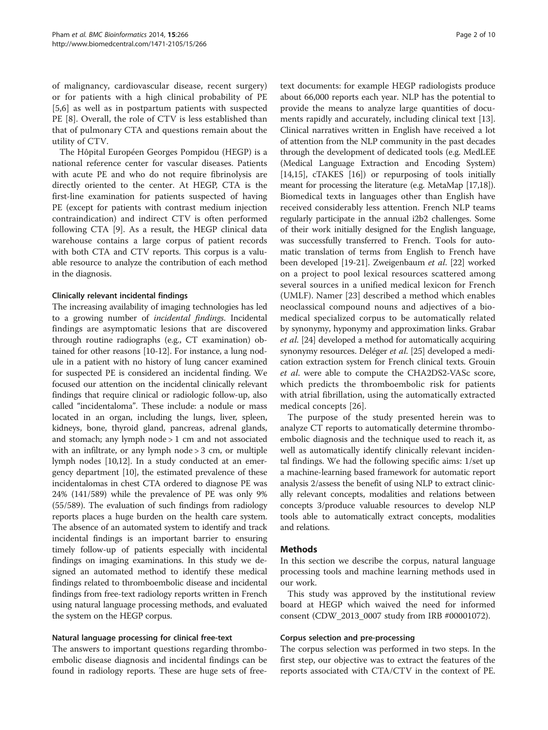of malignancy, cardiovascular disease, recent surgery) or for patients with a high clinical probability of PE [5,6] as well as in postpartum patients with suspected PE [8]. Overall, the role of CTV is less established than that of pulmonary CTA and questions remain about the utility of CTV.

The Hôpital Européen Georges Pompidou (HEGP) is a national reference center for vascular diseases. Patients with acute PE and who do not require fibrinolysis are directly oriented to the center. At HEGP, CTA is the first-line examination for patients suspected of having PE (except for patients with contrast medium injection contraindication) and indirect CTV is often performed following CTA [9]. As a result, the HEGP clinical data warehouse contains a large corpus of patient records with both CTA and CTV reports. This corpus is a valuable resource to analyze the contribution of each method in the diagnosis.

### Clinically relevant incidental findings

The increasing availability of imaging technologies has led to a growing number of *incidental findings*. Incidental findings are asymptomatic lesions that are discovered through routine radiographs (e.g., CT examination) obtained for other reasons [10-12]. For instance, a lung nodule in a patient with no history of lung cancer examined for suspected PE is considered an incidental finding. We focused our attention on the incidental clinically relevant findings that require clinical or radiologic follow-up, also called "incidentaloma". These include: a nodule or mass located in an organ, including the lungs, liver, spleen, kidneys, bone, thyroid gland, pancreas, adrenal glands, and stomach; any lymph node > 1 cm and not associated with an infiltrate, or any lymph node > 3 cm, or multiple lymph nodes [10,12]. In a study conducted at an emergency department [10], the estimated prevalence of these incidentalomas in chest CTA ordered to diagnose PE was 24% (141/589) while the prevalence of PE was only 9% (55/589). The evaluation of such findings from radiology reports places a huge burden on the health care system. The absence of an automated system to identify and track incidental findings is an important barrier to ensuring timely follow-up of patients especially with incidental findings on imaging examinations. In this study we designed an automated method to identify these medical findings related to thromboembolic disease and incidental findings from free-text radiology reports written in French using natural language processing methods, and evaluated the system on the HEGP corpus.

### Natural language processing for clinical free-text

The answers to important questions regarding thromboembolic disease diagnosis and incidental findings can be found in radiology reports. These are huge sets of free-text documents: for example HEGP radiologists produce about 66,000 reports each year. NLP has the potential to provide the means to analyze large quantities of documents rapidly and accurately, including clinical text [13]. Clinical narratives written in English have received a lot of attention from the NLP community in the past decades through the development of dedicated tools (e.g. MedLEE (Medical Language Extraction and Encoding System) [14,15], cTAKES [16]) or repurposing of tools initially meant for processing the literature (e.g. MetaMap [17,18]). Biomedical texts in languages other than English have received considerably less attention. French NLP teams regularly participate in the annual i2b2 challenges. Some of their work initially designed for the English language, was successfully transferred to French. Tools for automatic translation of terms from English to French have been developed [19-21]. Zweigenbaum *et al*. [22] worked on a project to pool lexical resources scattered among several sources in a unified medical lexicon for French (UMLF). Namer [23] described a method which enables neoclassical compound nouns and adjectives of a biomedical specialized corpus to be automatically related by synonymy, hyponymy and approximation links. Grabar *et al*. [24] developed a method for automatically acquiring synonymy resources. Deléger *et al*. [25] developed a medication extraction system for French clinical texts. Grouin *et al*. were able to compute the CHA2DS2-VASc score, which predicts the thromboembolic risk for patients with atrial fibrillation, using the automatically extracted medical concepts [26].

The purpose of the study presented herein was to analyze CT reports to automatically determine thromboembolic diagnosis and the technique used to reach it, as well as automatically identify clinically relevant incidental findings. We had the following specific aims: 1/set up a machine-learning based framework for automatic report analysis 2/assess the benefit of using NLP to extract clinically relevant concepts, modalities and relations between concepts 3/produce valuable resources to develop NLP tools able to automatically extract concepts, modalities and relations.

## Methods

In this section we describe the corpus, natural language processing tools and machine learning methods used in our work.

This study was approved by the institutional review board at HEGP which waived the need for informed consent (CDW_2013_0007 study from IRB #00001072).

### Corpus selection and pre-processing

The corpus selection was performed in two steps. In the first step, our objective was to extract the features of the reports associated with CTA/CTV in the context of PE.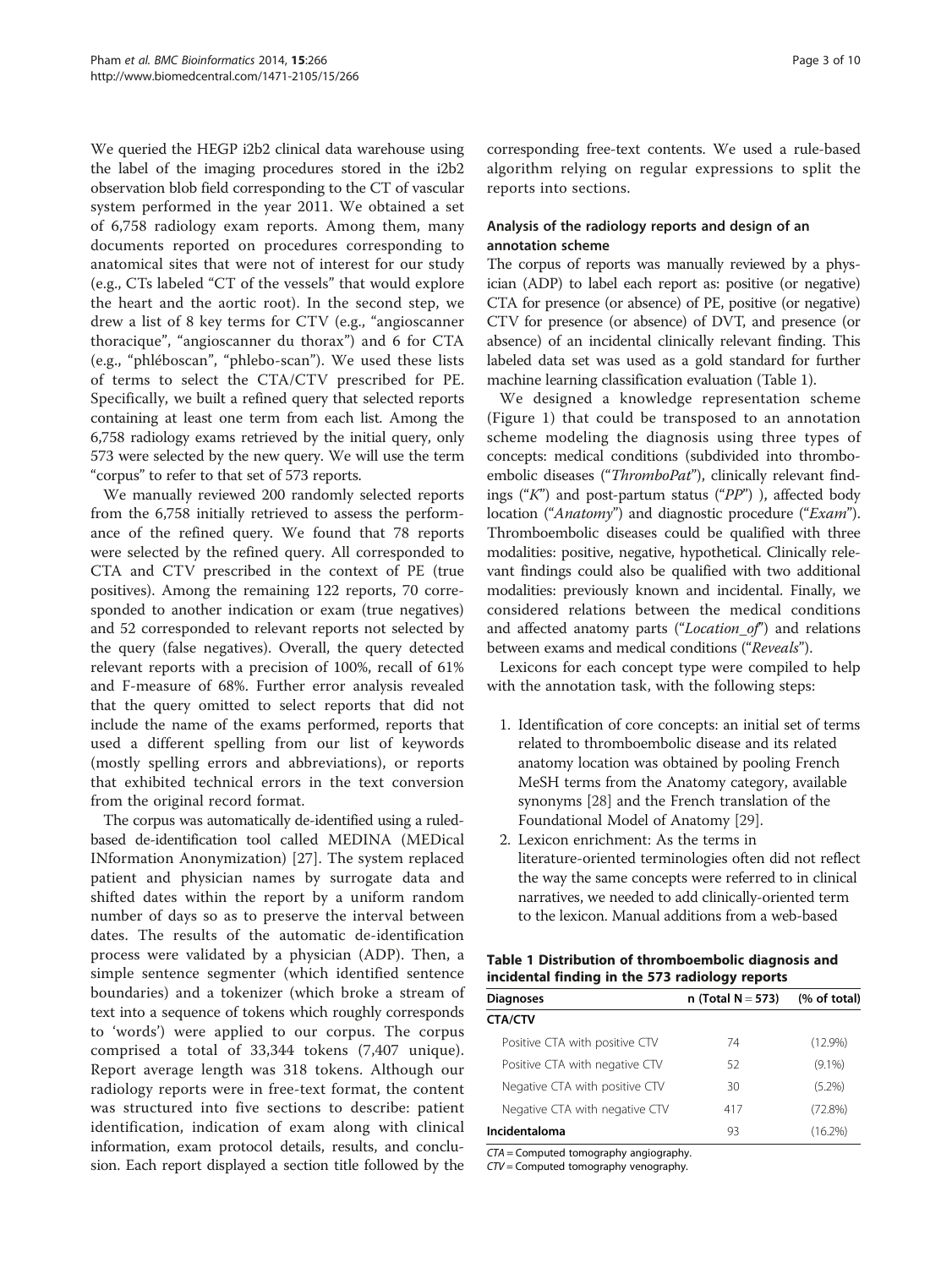We queried the HEGP i2b2 clinical data warehouse using the label of the imaging procedures stored in the i2b2 observation blob field corresponding to the CT of vascular system performed in the year 2011. We obtained a set of 6,758 radiology exam reports. Among them, many documents reported on procedures corresponding to anatomical sites that were not of interest for our study (e.g., CTs labeled "CT of the vessels" that would explore the heart and the aortic root). In the second step, we drew a list of 8 key terms for CTV (e.g., "angioscanner thoracique", "angioscanner du thorax") and 6 for CTA (e.g., "phléboscan", "phlebo-scan"). We used these lists of terms to select the CTA/CTV prescribed for PE. Specifically, we built a refined query that selected reports containing at least one term from each list. Among the 6,758 radiology exams retrieved by the initial query, only 573 were selected by the new query. We will use the term "corpus" to refer to that set of 573 reports.

We manually reviewed 200 randomly selected reports from the 6,758 initially retrieved to assess the performance of the refined query. We found that 78 reports were selected by the refined query. All corresponded to CTA and CTV prescribed in the context of PE (true positives). Among the remaining 122 reports, 70 corresponded to another indication or exam (true negatives) and 52 corresponded to relevant reports not selected by the query (false negatives). Overall, the query detected relevant reports with a precision of 100%, recall of 61% and F-measure of 68%. Further error analysis revealed that the query omitted to select reports that did not include the name of the exams performed, reports that used a different spelling from our list of keywords (mostly spelling errors and abbreviations), or reports that exhibited technical errors in the text conversion from the original record format.

The corpus was automatically de-identified using a ruled-based de-identification tool called MEDINA (MEDical INformation Anonymization) [27]. The system replaced patient and physician names by surrogate data and shifted dates within the report by a uniform random number of days so as to preserve the interval between dates. The results of the automatic de-identification process were validated by a physician (ADP). Then, a simple sentence segmenter (which identified sentence boundaries) and a tokenizer (which broke a stream of text into a sequence of tokens which roughly corresponds to 'words') were applied to our corpus. The corpus comprised a total of 33,344 tokens (7,407 unique). Report average length was 318 tokens. Although our radiology reports were in free-text format, the content was structured into five sections to describe: patient identification, indication of exam along with clinical information, exam protocol details, results, and conclusion. Each report displayed a section title followed by the corresponding free-text contents. We used a rule-based algorithm relying on regular expressions to split the reports into sections.

### Analysis of the radiology reports and design of an annotation scheme

The corpus of reports was manually reviewed by a physician (ADP) to label each report as: positive (or negative) CTA for presence (or absence) of PE, positive (or negative) CTV for presence (or absence) of DVT, and presence (or absence) of an incidental clinically relevant finding. This labeled data set was used as a gold standard for further machine learning classification evaluation (Table 1).

We designed a knowledge representation scheme (Figure 1) that could be transposed to an annotation scheme modeling the diagnosis using three types of concepts: medical conditions (subdivided into thromboembolic diseases ("*ThromboPat*"), clinically relevant findings ("*K*") and post-partum status ("*PP*") ), affected body location ("*Anatomy*") and diagnostic procedure ("*Exam*"). Thromboembolic diseases could be qualified with three modalities: positive, negative, hypothetical. Clinically relevant findings could also be qualified with two additional modalities: previously known and incidental. Finally, we considered relations between the medical conditions and affected anatomy parts ("*Location_of*") and relations between exams and medical conditions ("*Reveals*").

Lexicons for each concept type were compiled to help with the annotation task, with the following steps:

1. Identification of core concepts: an initial set of terms related to thromboembolic disease and its related anatomy location was obtained by pooling French MeSH terms from the Anatomy category, available synonyms [28] and the French translation of the Foundational Model of Anatomy [29].
2. Lexicon enrichment: As the terms in literature-oriented terminologies often did not reflect the way the same concepts were referred to in clinical narratives, we needed to add clinically-oriented term to the lexicon. Manual additions from a web-based

**Table 1 Distribution of thromboembolic diagnosis and incidental finding in the 573 radiology reports**

| Diagnoses | n (Total N = 573) | (% of total) |
|---|---|---|
| **CTA/CTV** | | |
| Positive CTA with positive CTV | 74 | (12.9%) |
| Positive CTA with negative CTV | 52 | (9.1%) |
| Negative CTA with positive CTV | 30 | (5.2%) |
| Negative CTA with negative CTV | 417 | (72.8%) |
| **Incidentaloma** | 93 | (16.2%) |

*CTA* = Computed tomography angiography.
*CTV* = Computed tomography venography.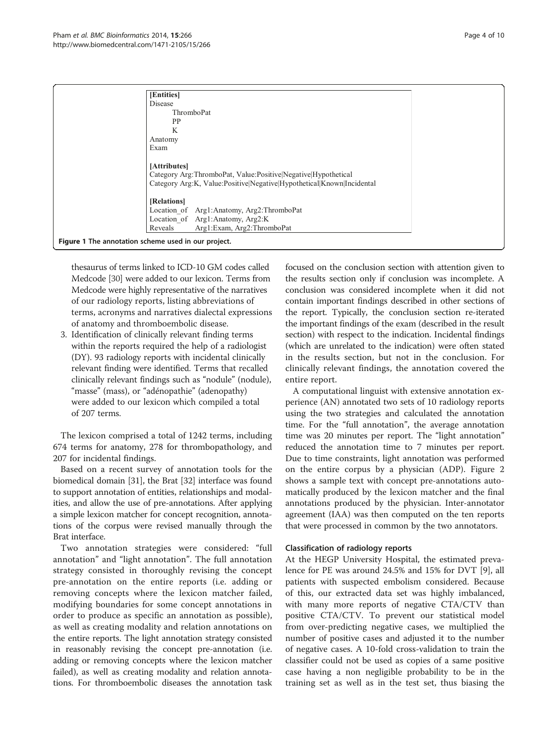```
[Entities]
Disease
    ThromboPat
    PP
    K
Anatomy
Exam

[Attributes]
Category Arg:ThromboPat, Value:Positive|Negative|Hypothetical
Category Arg:K, Value:Positive|Negative|Hypothetical|Known|Incidental

[Relations]
Location_of   Arg1:Anatomy, Arg2:ThromboPat
Location_of   Arg1:Anatomy, Arg2:K
Reveals       Arg1:Exam, Arg2:ThromboPat
```

**Figure 1 The annotation scheme used in our project.**

thesaurus of terms linked to ICD-10 GM codes called Medcode [30] were added to our lexicon. Terms from Medcode were highly representative of the narratives of our radiology reports, listing abbreviations of terms, acronyms and narratives dialectal expressions of anatomy and thromboembolic disease.

3. Identification of clinically relevant finding terms within the reports required the help of a radiologist (DY). 93 radiology reports with incidental clinically relevant finding were identified. Terms that recalled clinically relevant findings such as "nodule" (nodule), "masse" (mass), or "adénopathie" (adenopathy) were added to our lexicon which compiled a total of 207 terms.

The lexicon comprised a total of 1242 terms, including 674 terms for anatomy, 278 for thrombopathology, and 207 for incidental findings.

Based on a recent survey of annotation tools for the biomedical domain [31], the Brat [32] interface was found to support annotation of entities, relationships and modalities, and allow the use of pre-annotations. After applying a simple lexicon matcher for concept recognition, annotations of the corpus were revised manually through the Brat interface.

Two annotation strategies were considered: "full annotation" and "light annotation". The full annotation strategy consisted in thoroughly revising the concept pre-annotation on the entire reports (i.e. adding or removing concepts where the lexicon matcher failed, modifying boundaries for some concept annotations in order to produce as specific an annotation as possible), as well as creating modality and relation annotations on the entire reports. The light annotation strategy consisted in reasonably revising the concept pre-annotation (i.e. adding or removing concepts where the lexicon matcher failed), as well as creating modality and relation annotations. For thromboembolic diseases the annotation task focused on the conclusion section with attention given to the results section only if conclusion was incomplete. A conclusion was considered incomplete when it did not contain important findings described in other sections of the report. Typically, the conclusion section re-iterated the important findings of the exam (described in the result section) with respect to the indication. Incidental findings (which are unrelated to the indication) were often stated in the results section, but not in the conclusion. For clinically relevant findings, the annotation covered the entire report.

A computational linguist with extensive annotation experience (AN) annotated two sets of 10 radiology reports using the two strategies and calculated the annotation time. For the "full annotation", the average annotation time was 20 minutes per report. The "light annotation" reduced the annotation time to 7 minutes per report. Due to time constraints, light annotation was performed on the entire corpus by a physician (ADP). Figure 2 shows a sample text with concept pre-annotations automatically produced by the lexicon matcher and the final annotations produced by the physician. Inter-annotator agreement (IAA) was then computed on the ten reports that were processed in common by the two annotators.

### Classification of radiology reports

At the HEGP University Hospital, the estimated prevalence for PE was around 24.5% and 15% for DVT [9], all patients with suspected embolism considered. Because of this, our extracted data set was highly imbalanced, with many more reports of negative CTA/CTV than positive CTA/CTV. To prevent our statistical model from over-predicting negative cases, we multiplied the number of positive cases and adjusted it to the number of negative cases. A 10-fold cross-validation to train the classifier could not be used as copies of a same positive case having a non negligible probability to be in the training set as well as in the test set, thus biasing the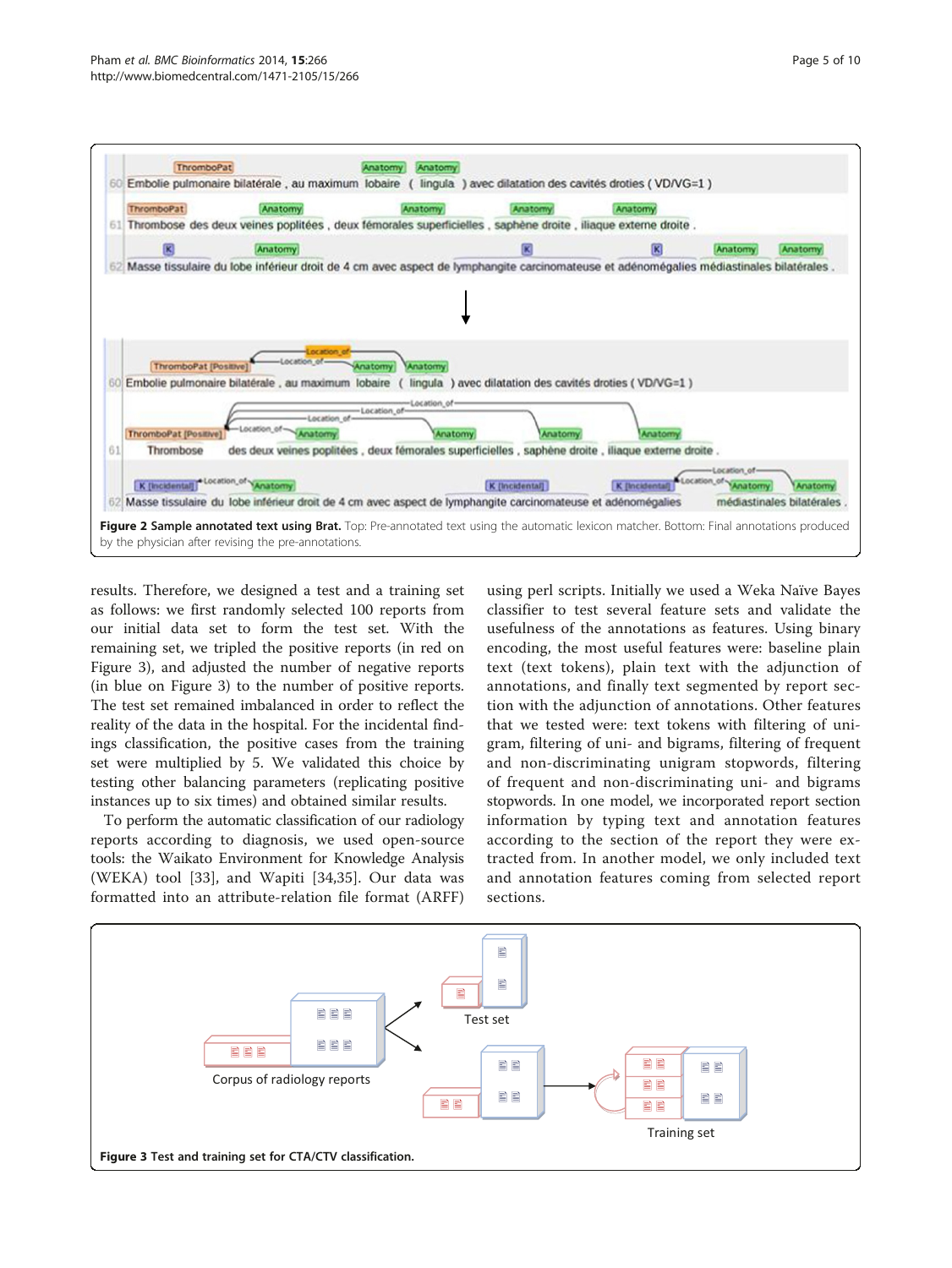Figure 2 Sample annotated text using Brat. Top: Pre-annotated text using the automatic lexicon matcher. Bottom: Final annotations produced by the physician after revising the pre-annotations.

results. Therefore, we designed a test and a training set as follows: we first randomly selected 100 reports from our initial data set to form the test set. With the remaining set, we tripled the positive reports (in red on Figure 3), and adjusted the number of negative reports (in blue on Figure 3) to the number of positive reports. The test set remained imbalanced in order to reflect the reality of the data in the hospital. For the incidental findings classification, the positive cases from the training set were multiplied by 5. We validated this choice by testing other balancing parameters (replicating positive instances up to six times) and obtained similar results.

To perform the automatic classification of our radiology reports according to diagnosis, we used open-source tools: the Waikato Environment for Knowledge Analysis (WEKA) tool [33], and Wapiti [34,35]. Our data was formatted into an attribute-relation file format (ARFF) using perl scripts. Initially we used a Weka Naïve Bayes classifier to test several feature sets and validate the usefulness of the annotations as features. Using binary encoding, the most useful features were: baseline plain text (text tokens), plain text with the adjunction of annotations, and finally text segmented by report section with the adjunction of annotations. Other features that we tested were: text tokens with filtering of unigram, filtering of uni- and bigrams, filtering of frequent and non-discriminating unigram stopwords, filtering of frequent and non-discriminating uni- and bigrams stopwords. In one model, we incorporated report section information by typing text and annotation features according to the section of the report they were extracted from. In another model, we only included text and annotation features coming from selected report sections.

Figure 3 Test and training set for CTA/CTV classification.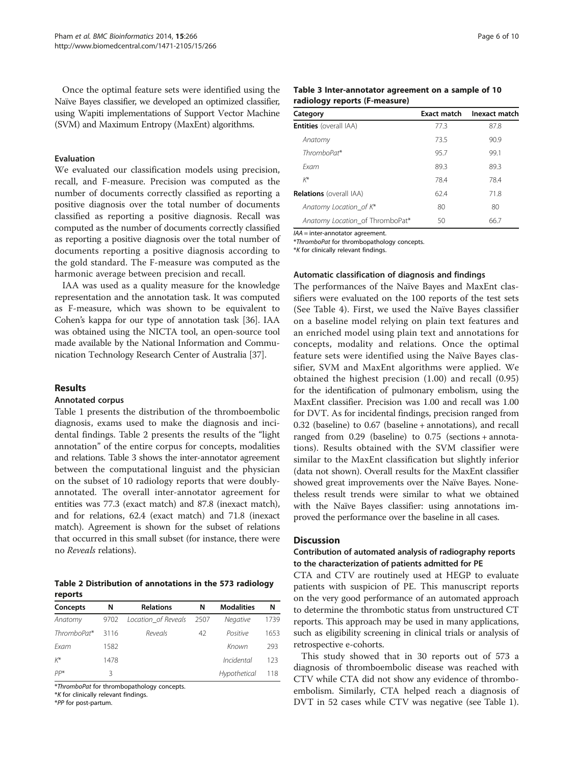Once the optimal feature sets were identified using the Naïve Bayes classifier, we developed an optimized classifier, using Wapiti implementations of Support Vector Machine (SVM) and Maximum Entropy (MaxEnt) algorithms.

#### Evaluation

We evaluated our classification models using precision, recall, and F-measure. Precision was computed as the number of documents correctly classified as reporting a positive diagnosis over the total number of documents classified as reporting a positive diagnosis. Recall was computed as the number of documents correctly classified as reporting a positive diagnosis over the total number of documents reporting a positive diagnosis according to the gold standard. The F-measure was computed as the harmonic average between precision and recall.

IAA was used as a quality measure for the knowledge representation and the annotation task. It was computed as F-measure, which was shown to be equivalent to Cohen's kappa for our type of annotation task [36]. IAA was obtained using the NICTA tool, an open-source tool made available by the National Information and Communication Technology Research Center of Australia [37].

## Results

### Annotated corpus

Table 1 presents the distribution of the thromboembolic diagnosis, exams used to make the diagnosis and incidental findings. Table 2 presents the results of the "light annotation" of the entire corpus for concepts, modalities and relations. Table 3 shows the inter-annotator agreement between the computational linguist and the physician on the subset of 10 radiology reports that were doubly-annotated. The overall inter-annotator agreement for entities was 77.3 (exact match) and 87.8 (inexact match), and for relations, 62.4 (exact match) and 71.8 (inexact match). Agreement is shown for the subset of relations that occurred in this small subset (for instance, there were no *Reveals* relations).

**Table 2 Distribution of annotations in the 573 radiology reports**

| Concepts | N | Relations | N | Modalities | N |
|---|---|---|---|---|---|
| *Anatomy* | 9702 | *Location_of Reveals* | 2507 | *Negative* | 1739 |
| *ThromboPat\** | 3116 | *Reveals* | 42 | *Positive* | 1653 |
| *Exam* | 1582 | | | *Known* | 293 |
| *K\** | 1478 | | | *Incidental* | 123 |
| *PP\** | 3 | | | *Hypothetical* | 118 |

\**ThromboPat* for thrombopathology concepts.
\**K* for clinically relevant findings.
\**PP* for post-partum.

**Table 3 Inter-annotator agreement on a sample of 10 radiology reports (F-measure)**

| Category | Exact match | Inexact match |
|---|---|---|
| **Entities** (overall IAA) | 77.3 | 87.8 |
| *Anatomy* | 73.5 | 90.9 |
| *ThromboPat\** | 95.7 | 99.1 |
| *Exam* | 89.3 | 89.3 |
| *K\** | 78.4 | 78.4 |
| **Relations** (overall IAA) | 62.4 | 71.8 |
| *Anatomy Location_of K\** | 80 | 80 |
| *Anatomy Location_of ThromboPat\** | 50 | 66.7 |

*IAA* = inter-annotator agreement.
\**ThromboPat* for thrombopathology concepts.
\**K* for clinically relevant findings.

### Automatic classification of diagnosis and findings

The performances of the Naïve Bayes and MaxEnt classifiers were evaluated on the 100 reports of the test sets (See Table 4). First, we used the Naïve Bayes classifier on a baseline model relying on plain text features and an enriched model using plain text and annotations for concepts, modality and relations. Once the optimal feature sets were identified using the Naïve Bayes classifier, SVM and MaxEnt algorithms were applied. We obtained the highest precision (1.00) and recall (0.95) for the identification of pulmonary embolism, using the MaxEnt classifier. Precision was 1.00 and recall was 1.00 for DVT. As for incidental findings, precision ranged from 0.32 (baseline) to 0.67 (baseline + annotations), and recall ranged from 0.29 (baseline) to 0.75 (sections + annotations). Results obtained with the SVM classifier were similar to the MaxEnt classification but slightly inferior (data not shown). Overall results for the MaxEnt classifier showed great improvements over the Naïve Bayes. Nonetheless result trends were similar to what we obtained with the Naïve Bayes classifier: using annotations improved the performance over the baseline in all cases.

## Discussion

### Contribution of automated analysis of radiography reports to the characterization of patients admitted for PE

CTA and CTV are routinely used at HEGP to evaluate patients with suspicion of PE. This manuscript reports on the very good performance of an automated approach to determine the thrombotic status from unstructured CT reports. This approach may be used in many applications, such as eligibility screening in clinical trials or analysis of retrospective e-cohorts.

This study showed that in 30 reports out of 573 a diagnosis of thromboembolic disease was reached with CTV while CTA did not show any evidence of thromboembolism. Similarly, CTA helped reach a diagnosis of DVT in 52 cases while CTV was negative (see Table 1).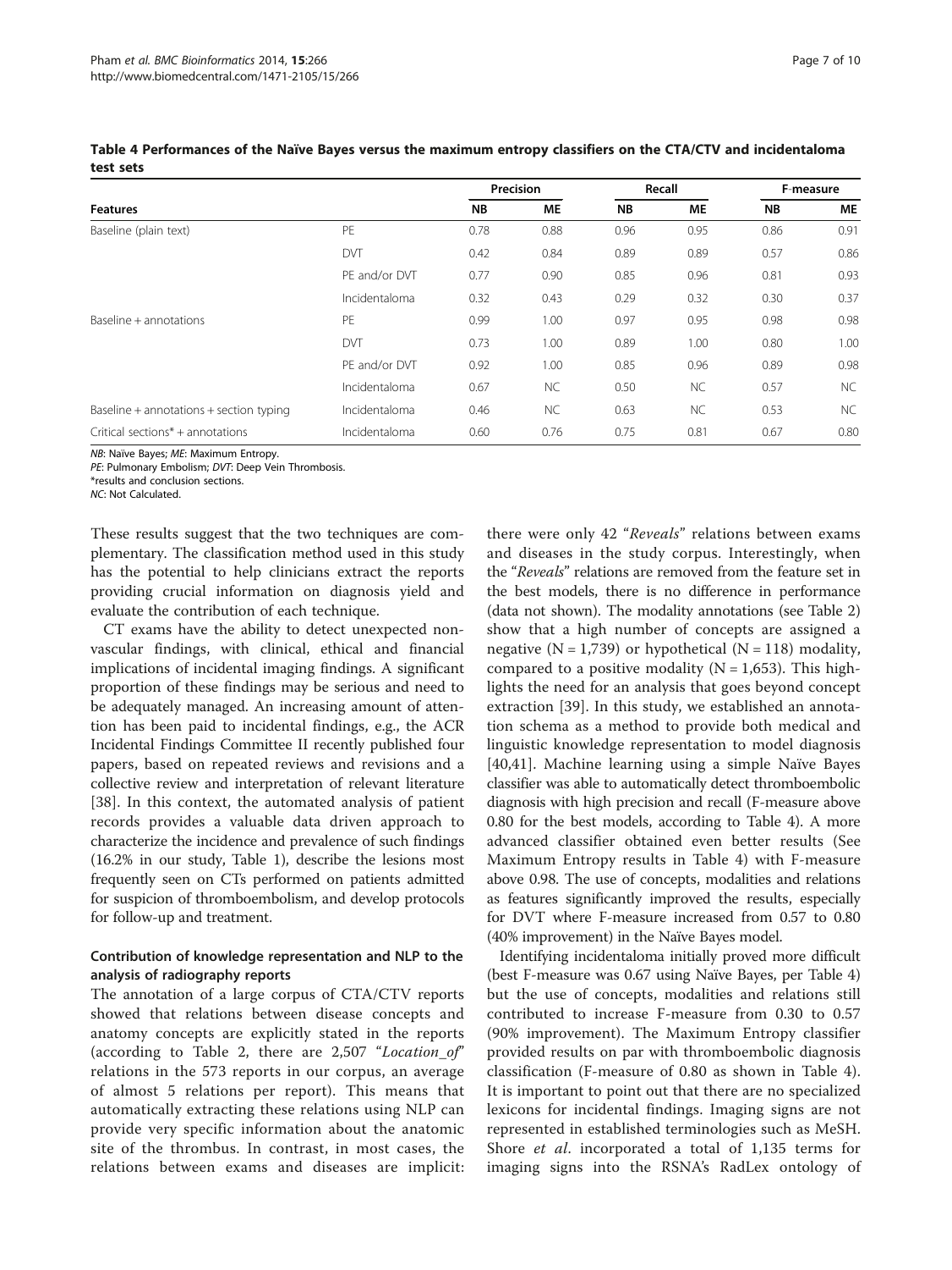**Table 4 Performances of the Naïve Bayes versus the maximum entropy classifiers on the CTA/CTV and incidentaloma test sets**

| Features | | Precision | | Recall | | F-measure | |
|---|---|---|---|---|---|---|---|
| | | NB | ME | NB | ME | NB | ME |
| Baseline (plain text) | PE | 0.78 | 0.88 | 0.96 | 0.95 | 0.86 | 0.91 |
| | DVT | 0.42 | 0.84 | 0.89 | 0.89 | 0.57 | 0.86 |
| | PE and/or DVT | 0.77 | 0.90 | 0.85 | 0.96 | 0.81 | 0.93 |
| | Incidentaloma | 0.32 | 0.43 | 0.29 | 0.32 | 0.30 | 0.37 |
| Baseline + annotations | PE | 0.99 | 1.00 | 0.97 | 0.95 | 0.98 | 0.98 |
| | DVT | 0.73 | 1.00 | 0.89 | 1.00 | 0.80 | 1.00 |
| | PE and/or DVT | 0.92 | 1.00 | 0.85 | 0.96 | 0.89 | 0.98 |
| | Incidentaloma | 0.67 | NC | 0.50 | NC | 0.57 | NC |
| Baseline + annotations + section typing | Incidentaloma | 0.46 | NC | 0.63 | NC | 0.53 | NC |
| Critical sections* + annotations | Incidentaloma | 0.60 | 0.76 | 0.75 | 0.81 | 0.67 | 0.80 |

*NB*: Naïve Bayes; *ME*: Maximum Entropy.
*PE*: Pulmonary Embolism; *DVT*: Deep Vein Thrombosis.
*results and conclusion sections.
*NC*: Not Calculated.

These results suggest that the two techniques are complementary. The classification method used in this study has the potential to help clinicians extract the reports providing crucial information on diagnosis yield and evaluate the contribution of each technique.

CT exams have the ability to detect unexpected non-vascular findings, with clinical, ethical and financial implications of incidental imaging findings. A significant proportion of these findings may be serious and need to be adequately managed. An increasing amount of attention has been paid to incidental findings, e.g., the ACR Incidental Findings Committee II recently published four papers, based on repeated reviews and revisions and a collective review and interpretation of relevant literature [38]. In this context, the automated analysis of patient records provides a valuable data driven approach to characterize the incidence and prevalence of such findings (16.2% in our study, Table 1), describe the lesions most frequently seen on CTs performed on patients admitted for suspicion of thromboembolism, and develop protocols for follow-up and treatment.

### Contribution of knowledge representation and NLP to the analysis of radiography reports

The annotation of a large corpus of CTA/CTV reports showed that relations between disease concepts and anatomy concepts are explicitly stated in the reports (according to Table 2, there are 2,507 "*Location_of*" relations in the 573 reports in our corpus, an average of almost 5 relations per report). This means that automatically extracting these relations using NLP can provide very specific information about the anatomic site of the thrombus. In contrast, in most cases, the relations between exams and diseases are implicit: there were only 42 "*Reveals*" relations between exams and diseases in the study corpus. Interestingly, when the "*Reveals*" relations are removed from the feature set in the best models, there is no difference in performance (data not shown). The modality annotations (see Table 2) show that a high number of concepts are assigned a negative (N = 1,739) or hypothetical (N = 118) modality, compared to a positive modality (N = 1,653). This highlights the need for an analysis that goes beyond concept extraction [39]. In this study, we established an annotation schema as a method to provide both medical and linguistic knowledge representation to model diagnosis [40,41]. Machine learning using a simple Naïve Bayes classifier was able to automatically detect thromboembolic diagnosis with high precision and recall (F-measure above 0.80 for the best models, according to Table 4). A more advanced classifier obtained even better results (See Maximum Entropy results in Table 4) with F-measure above 0.98. The use of concepts, modalities and relations as features significantly improved the results, especially for DVT where F-measure increased from 0.57 to 0.80 (40% improvement) in the Naïve Bayes model.

Identifying incidentaloma initially proved more difficult (best F-measure was 0.67 using Naïve Bayes, per Table 4) but the use of concepts, modalities and relations still contributed to increase F-measure from 0.30 to 0.57 (90% improvement). The Maximum Entropy classifier provided results on par with thromboembolic diagnosis classification (F-measure of 0.80 as shown in Table 4). It is important to point out that there are no specialized lexicons for incidental findings. Imaging signs are not represented in established terminologies such as MeSH. Shore *et al*. incorporated a total of 1,135 terms for imaging signs into the RSNA's RadLex ontology of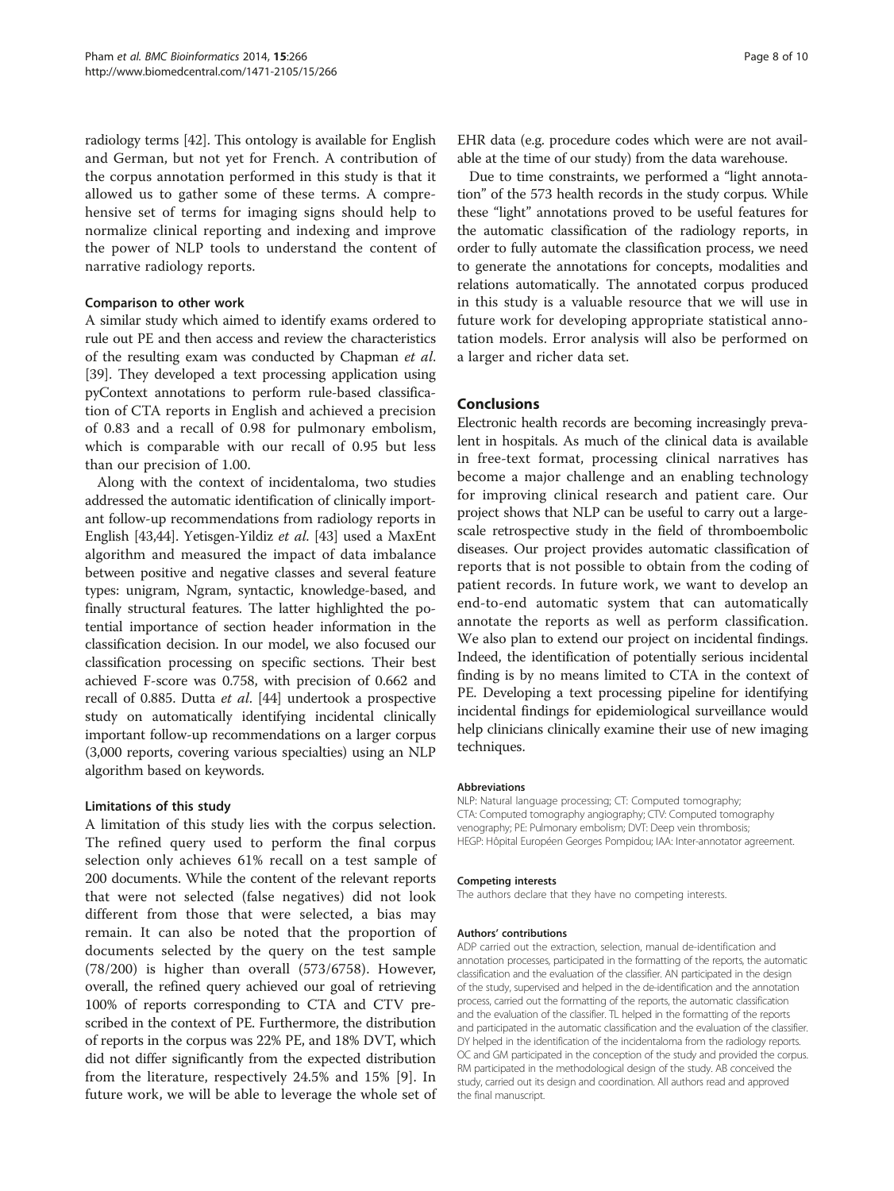radiology terms [42]. This ontology is available for English and German, but not yet for French. A contribution of the corpus annotation performed in this study is that it allowed us to gather some of these terms. A comprehensive set of terms for imaging signs should help to normalize clinical reporting and indexing and improve the power of NLP tools to understand the content of narrative radiology reports.

#### Comparison to other work

A similar study which aimed to identify exams ordered to rule out PE and then access and review the characteristics of the resulting exam was conducted by Chapman *et al*. [39]. They developed a text processing application using pyContext annotations to perform rule-based classification of CTA reports in English and achieved a precision of 0.83 and a recall of 0.98 for pulmonary embolism, which is comparable with our recall of 0.95 but less than our precision of 1.00.

Along with the context of incidentaloma, two studies addressed the automatic identification of clinically important follow-up recommendations from radiology reports in English [43,44]. Yetisgen-Yildiz *et al*. [43] used a MaxEnt algorithm and measured the impact of data imbalance between positive and negative classes and several feature types: unigram, Ngram, syntactic, knowledge-based, and finally structural features. The latter highlighted the potential importance of section header information in the classification decision. In our model, we also focused our classification processing on specific sections. Their best achieved F-score was 0.758, with precision of 0.662 and recall of 0.885. Dutta *et al*. [44] undertook a prospective study on automatically identifying incidental clinically important follow-up recommendations on a larger corpus (3,000 reports, covering various specialties) using an NLP algorithm based on keywords.

#### Limitations of this study

A limitation of this study lies with the corpus selection. The refined query used to perform the final corpus selection only achieves 61% recall on a test sample of 200 documents. While the content of the relevant reports that were not selected (false negatives) did not look different from those that were selected, a bias may remain. It can also be noted that the proportion of documents selected by the query on the test sample (78/200) is higher than overall (573/6758). However, overall, the refined query achieved our goal of retrieving 100% of reports corresponding to CTA and CTV prescribed in the context of PE. Furthermore, the distribution of reports in the corpus was 22% PE, and 18% DVT, which did not differ significantly from the expected distribution from the literature, respectively 24.5% and 15% [9]. In future work, we will be able to leverage the whole set of EHR data (e.g. procedure codes which were are not available at the time of our study) from the data warehouse.

Due to time constraints, we performed a "light annotation" of the 573 health records in the study corpus. While these "light" annotations proved to be useful features for the automatic classification of the radiology reports, in order to fully automate the classification process, we need to generate the annotations for concepts, modalities and relations automatically. The annotated corpus produced in this study is a valuable resource that we will use in future work for developing appropriate statistical annotation models. Error analysis will also be performed on a larger and richer data set.

## Conclusions

Electronic health records are becoming increasingly prevalent in hospitals. As much of the clinical data is available in free-text format, processing clinical narratives has become a major challenge and an enabling technology for improving clinical research and patient care. Our project shows that NLP can be useful to carry out a large-scale retrospective study in the field of thromboembolic diseases. Our project provides automatic classification of reports that is not possible to obtain from the coding of patient records. In future work, we want to develop an end-to-end automatic system that can automatically annotate the reports as well as perform classification. We also plan to extend our project on incidental findings. Indeed, the identification of potentially serious incidental finding is by no means limited to CTA in the context of PE. Developing a text processing pipeline for identifying incidental findings for epidemiological surveillance would help clinicians clinically examine their use of new imaging techniques.

#### Abbreviations

NLP: Natural language processing; CT: Computed tomography; CTA: Computed tomography angiography; CTV: Computed tomography venography; PE: Pulmonary embolism; DVT: Deep vein thrombosis; HEGP: Hôpital Européen Georges Pompidou; IAA: Inter-annotator agreement.

#### Competing interests

The authors declare that they have no competing interests.

#### Authors' contributions

ADP carried out the extraction, selection, manual de-identification and annotation processes, participated in the formatting of the reports, the automatic classification and the evaluation of the classifier. AN participated in the design of the study, supervised and helped in the de-identification and the annotation process, carried out the formatting of the reports, the automatic classification and the evaluation of the classifier. TL helped in the formatting of the reports and participated in the automatic classification and the evaluation of the classifier. DY helped in the identification of the incidentaloma from the radiology reports. OC and GM participated in the conception of the study and provided the corpus. RM participated in the methodological design of the study. AB conceived the study, carried out its design and coordination. All authors read and approved the final manuscript.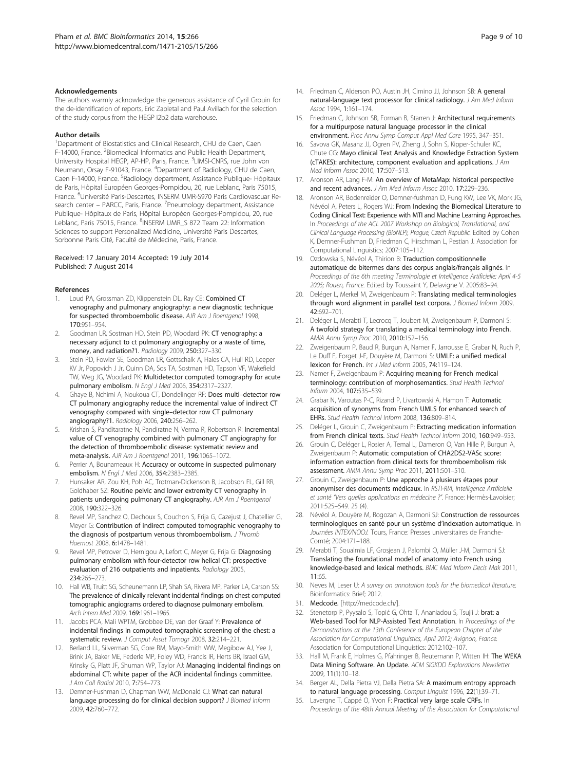### Acknowledgements

The authors warmly acknowledge the generous assistance of Cyril Grouin for the de-identification of reports, Eric Zapletal and Paul Avillach for the selection of the study corpus from the HEGP i2b2 data warehouse.

### Author details

[1]Department of Biostatistics and Clinical Research, CHU de Caen, Caen F-14000, France. [2]Biomedical Informatics and Public Health Department, University Hospital HEGP, AP-HP, Paris, France. [3]LIMSI-CNRS, rue John von Neumann, Orsay F-91043, France. [4]Department of Radiology, CHU de Caen, Caen F-14000, France. [5]Radiology department, Assistance Publique- Hôpitaux de Paris, Hôpital Européen Georges-Pompidou, 20, rue Leblanc, Paris 75015, France. [6]Université Paris-Descartes, INSERM UMR-S970 Paris Cardiovascuar Research center – PARCC, Paris, France. [7]Pneumology department, Assistance Publique- Hôpitaux de Paris, Hôpital Européen Georges-Pompidou, 20, rue Leblanc, Paris 75015, France. [8]INSERM UMR_S 872 Team 22: Information Sciences to support Personalized Medicine, Université Paris Descartes, Sorbonne Paris Cité, Faculté de Médecine, Paris, France.

Received: 17 January 2014 Accepted: 19 July 2014
Published: 7 August 2014

### References

1. Loud PA, Grossman ZD, Klippenstein DL, Ray CE: **Combined CT venography and pulmonary angiography: a new diagnostic technique for suspected thromboembolic disease.** *AJR Am J Roentgenol* 1998, **170:**951–954.
2. Goodman LR, Sostman HD, Stein PD, Woodard PK: **CT venography: a necessary adjunct to ct pulmonary angiography or a waste of time, money, and radiation?1.** *Radiology* 2009, **250:**327–330.
3. Stein PD, Fowler SE, Goodman LR, Gottschalk A, Hales CA, Hull RD, Leeper KV Jr, Popovich J Jr, Quinn DA, Sos TA, Sostman HD, Tapson VF, Wakefield TW, Weg JG, Woodard PK: **Multidetector computed tomography for acute pulmonary embolism.** *N Engl J Med* 2006, **354:**2317–2327.
4. Ghaye B, Nchimi A, Noukoua CT, Dondelinger RF: **Does multi–detector row CT pulmonary angiography reduce the incremental value of indirect CT venography compared with single–detector row CT pulmonary angiography?1.** *Radiology* 2006, **240:**256–262.
5. Krishan S, Panditaratne N, Panditratne N, Verma R, Robertson R: **Incremental value of CT venography combined with pulmonary CT angiography for the detection of thromboembolic disease: systematic review and meta-analysis.** *AJR Am J Roentgenol* 2011, **196:**1065–1072.
6. Perrier A, Bounameaux H: **Accuracy or outcome in suspected pulmonary embolism.** *N Engl J Med* 2006, **354:**2383–2385.
7. Hunsaker AR, Zou KH, Poh AC, Trotman-Dickenson B, Jacobson FL, Gill RR, Goldhaber SZ: **Routine pelvic and lower extremity CT venography in patients undergoing pulmonary CT angiography.** *AJR Am J Roentgenol* 2008, **190:**322–326.
8. Revel MP, Sanchez O, Dechoux S, Couchon S, Frija G, Cazejust J, Chatellier G, Meyer G: **Contribution of indirect computed tomographic venography to the diagnosis of postpartum venous thromboembolism.** *J Thromb Haemost* 2008, **6:**1478–1481.
9. Revel MP, Petrover D, Hernigou A, Lefort C, Meyer G, Frija G: **Diagnosing pulmonary embolism with four-detector row helical CT: prospective evaluation of 216 outpatients and inpatients.** *Radiology* 2005, **234:**265–273.
10. Hall WB, Truitt SG, Scheunemann LP, Shah SA, Rivera MP, Parker LA, Carson SS: **The prevalence of clinically relevant incidental findings on chest computed tomographic angiograms ordered to diagnose pulmonary embolism.** *Arch Intern Med* 2009, **169:**1961–1965.
11. Jacobs PCA, Mali WPTM, Grobbee DE, van der Graaf Y: **Prevalence of incidental findings in computed tomographic screening of the chest: a systematic review.** *J Comput Assist Tomogr* 2008, **32:**214–221.
12. Berland LL, Silverman SG, Gore RM, Mayo-Smith WW, Megibow AJ, Yee J, Brink JA, Baker ME, Federle MP, Foley WD, Francis IR, Herts BR, Israel GM, Krinsky G, Platt JF, Shuman WP, Taylor AJ: **Managing incidental findings on abdominal CT: white paper of the ACR incidental findings committee.** *J Am Coll Radiol* 2010, **7:**754–773.
13. Demner-Fushman D, Chapman WW, McDonald CJ: **What can natural language processing do for clinical decision support?** *J Biomed Inform* 2009, **42:**760–772.
14. Friedman C, Alderson PO, Austin JH, Cimino JJ, Johnson SB: **A general natural-language text processor for clinical radiology.** *J Am Med Inform Assoc* 1994, **1:**161–174.
15. Friedman C, Johnson SB, Forman B, Starren J: **Architectural requirements for a multipurpose natural language processor in the clinical environment.** *Proc Annu Symp Comput Appl Med Care* 1995, 347–351.
16. Savova GK, Masanz JJ, Ogren PV, Zheng J, Sohn S, Kipper-Schuler KC, Chute CG: **Mayo clinical Text Analysis and Knowledge Extraction System (cTAKES): architecture, component evaluation and applications.** *J Am Med Inform Assoc* 2010, **17:**507–513.
17. Aronson AR, Lang F-M: **An overview of MetaMap: historical perspective and recent advances.** *J Am Med Inform Assoc* 2010, **17:**229–236.
18. Aronson AR, Bodenreider O, Demner-fushman D, Fung KW, Lee VK, Mork JG, Névéol A, Peters L, Rogers WJ: **From Indexing the Biomedical Literature to Coding Clinical Text: Experience with MTI and Machine Learning Approaches.** In *Proceedings of the ACL 2007 Workshop on Biological, Translational, and Clinical Language Processing (BioNLP), Prague, Czech Republic.* Edited by Cohen K, Demner-Fushman D, Friedman C, Hirschman L, Pestian J. Association for Computational Linguistics; 2007:105–112.
19. Ozdowska S, Névéol A, Thirion B: **Traduction compositionnelle automatique de bitermes dans des corpus anglais/français alignés.** In *Proceedings of the 6th meeting Terminologie et Intelligence Artificielle: April 4-5 2005; Rouen, France.* Edited by Toussaint Y, Delavigne V. 2005:83–94.
20. Deléger L, Merkel M, Zweigenbaum P: **Translating medical terminologies through word alignment in parallel text corpora.** *J Biomed Inform* 2009, **42:**692–701.
21. Deléger L, Merabti T, Lecrocq T, Joubert M, Zweigenbaum P, Darmoni S: **A twofold strategy for translating a medical terminology into French.** *AMIA Annu Symp Proc* 2010, **2010:**152–156.
22. Zweigenbaum P, Baud R, Burgun A, Namer F, Jarrousse E, Grabar N, Ruch P, Le Duff F, Forget J-F, Douyère M, Darmoni S: **UMLF: a unified medical lexicon for French.** *Int J Med Inform* 2005, **74:**119–124.
23. Namer F, Zweigenbaum P: **Acquiring meaning for French medical terminology: contribution of morphosemantics.** *Stud Health Technol Inform* 2004, **107:**535–539.
24. Grabar N, Varoutas P-C, Rizand P, Livartowski A, Hamon T: **Automatic acquisition of synonyms from French UMLS for enhanced search of EHRs.** *Stud Health Technol Inform* 2008, **136:**809–814.
25. Deléger L, Grouin C, Zweigenbaum P: **Extracting medication information from French clinical texts.** *Stud Health Technol Inform* 2010, **160:**949–953.
26. Grouin C, Deléger L, Rosier A, Temal L, Dameron O, Van Hille P, Burgun A, Zweigenbaum P: **Automatic computation of CHA2DS2-VASc score: information extraction from clinical texts for thromboembolism risk assessment.** *AMIA Annu Symp Proc* 2011, **2011:**501–510.
27. Grouin C, Zweigenbaum P: **Une approche à plusieurs étapes pour anonymiser des documents médicaux.** In *RSTI-RIA, Intelligence Artificielle et santé "Vers quelles applications en médecine ?".* France: Hermès-Lavoisier; 2011:525–549. 25 (4).
28. Névéol A, Douyère M, Rogozan A, Darmoni SJ: **Construction de ressources terminologiques en santé pour un système d'indexation automatique.** In *Journées INTEX/NOOJ.* Tours, France: Presses universitaires de Franche-Comté; 2004:171–188.
29. Merabti T, Soualmia LF, Grosjean J, Palombi O, Müller J-M, Darmoni SJ: **Translating the foundational model of anatomy into French using knowledge-based and lexical methods.** *BMC Med Inform Decis Mak* 2011, **11:**65.
30. Neves M, Leser U: *A survey on annotation tools for the biomedical literature.* Bioinformatics: Brief; 2012.
31. **Medcode.** [http://medcode.ch/].
32. Stenetorp P, Pyysalo S, Topić G, Ohta T, Ananiadou S, Tsujii J: **brat: a Web-based Tool for NLP-Assisted Text Annotation.** In *Proceedings of the Demonstrations at the 13th Conference of the European Chapter of the Association for Computational Linguistics, April 2012; Avignon, France.* Association for Computational Linguistics: 2012:102–107.
33. Hall M, Frank E, Holmes G, Pfahringer B, Reutemann P, Witten IH: **The WEKA Data Mining Software. An Update.** *ACM SIGKDD Explorations Newsletter* 2009, **11**(1):10–18.
34. Berger AL, Della Pietra VJ, Della Pietra SA: **A maximum entropy approach to natural language processing.** *Comput Linguist* 1996, **22**(1):39–71.
35. Lavergne T, Cappé O, Yvon F: **Practical very large scale CRFs.** In *Proceedings of the 48th Annual Meeting of the Association for Computational*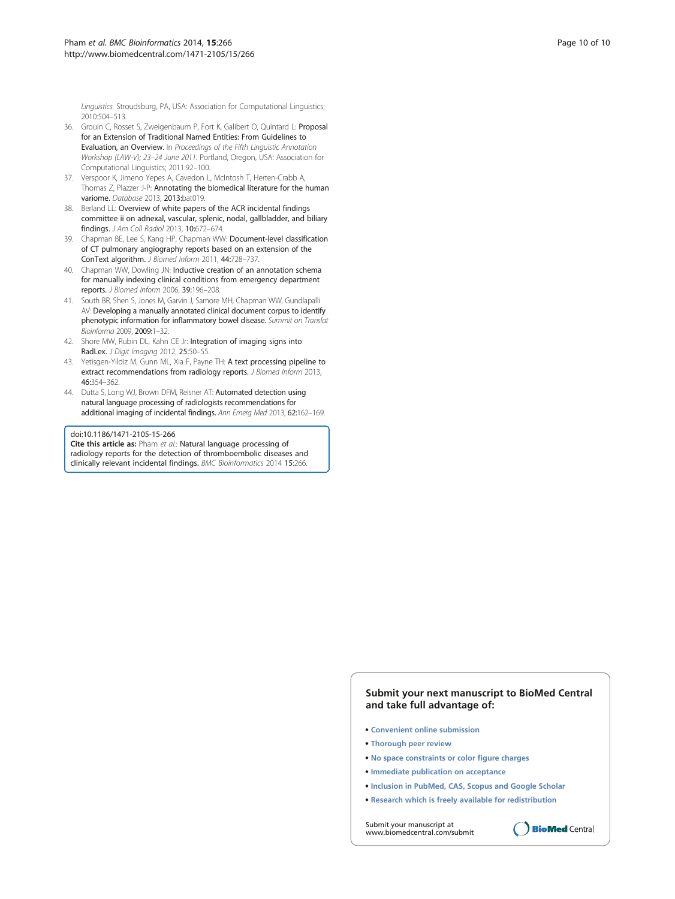*Linguistics.* Stroudsburg, PA, USA: Association for Computational Linguistics; 2010:504–513.

36. Grouin C, Rosset S, Zweigenbaum P, Fort K, Galibert O, Quintard L: **Proposal for an Extension of Traditional Named Entities: From Guidelines to Evaluation, an Overview**. In *Proceedings of the Fifth Linguistic Annotation Workshop (LAW-V); 23–24 June 2011.* Portland, Oregon, USA: Association for Computational Linguistics; 2011:92–100.
37. Verspoor K, Jimeno Yepes A, Cavedon L, McIntosh T, Herten-Crabb A, Thomas Z, Plazzer J-P: **Annotating the biomedical literature for the human variome.** *Database* 2013, **2013:**bat019.
38. Berland LL: **Overview of white papers of the ACR incidental findings committee ii on adnexal, vascular, splenic, nodal, gallbladder, and biliary findings.** *J Am Coll Radiol* 2013, **10:**672–674.
39. Chapman BE, Lee S, Kang HP, Chapman WW: **Document-level classification of CT pulmonary angiography reports based on an extension of the ConText algorithm.** *J Biomed Inform* 2011, **44:**728–737.
40. Chapman WW, Dowling JN: **Inductive creation of an annotation schema for manually indexing clinical conditions from emergency department reports.** *J Biomed Inform* 2006, **39:**196–208.
41. South BR, Shen S, Jones M, Garvin J, Samore MH, Chapman WW, Gundlapalli AV: **Developing a manually annotated clinical document corpus to identify phenotypic information for inflammatory bowel disease.** *Summit on Translat Bioinforma* 2009, **2009:**1–32.
42. Shore MW, Rubin DL, Kahn CE Jr: **Integration of imaging signs into RadLex.** *J Digit Imaging* 2012, **25:**50–55.
43. Yetisgen-Yildiz M, Gunn ML, Xia F, Payne TH: **A text processing pipeline to extract recommendations from radiology reports.** *J Biomed Inform* 2013, **46:**354–362.
44. Dutta S, Long WJ, Brown DFM, Reisner AT: **Automated detection using natural language processing of radiologists recommendations for additional imaging of incidental findings.** *Ann Emerg Med* 2013, **62:**162–169.

doi:10.1186/1471-2105-15-266

**Cite this article as:** Pham *et al.*: Natural language processing of radiology reports for the detection of thromboembolic diseases and clinically relevant incidental findings. *BMC Bioinformatics* 2014 **15**:266.

**Submit your next manuscript to BioMed Central and take full advantage of:**

- **Convenient online submission**
- **Thorough peer review**
- **No space constraints or color figure charges**
- **Immediate publication on acceptance**
- **Inclusion in PubMed, CAS, Scopus and Google Scholar**
- **Research which is freely available for redistribution**

Submit your manuscript at
www.biomedcentral.com/submit

BioMed Central